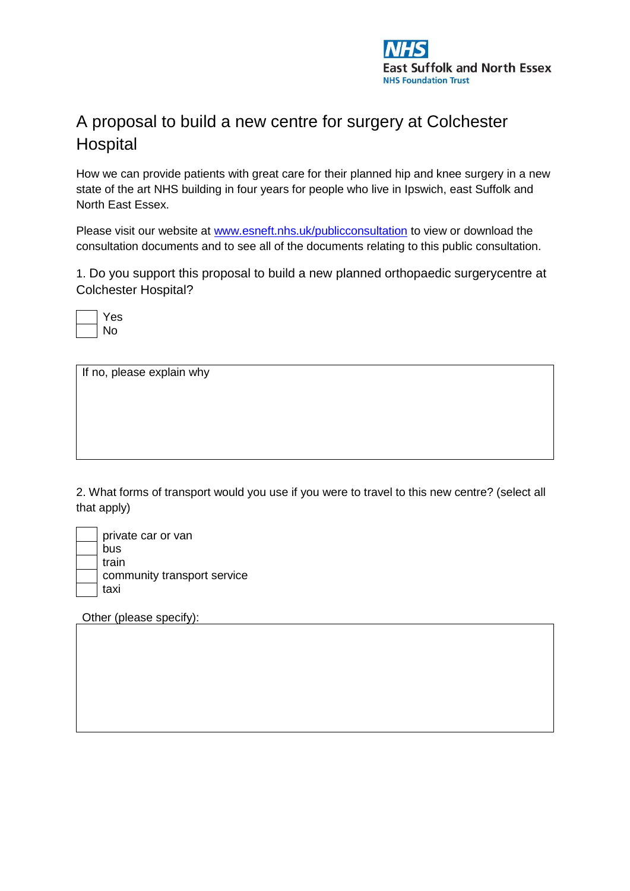NHS
East Suffolk and North Essex
NHS Foundation Trust

# A proposal to build a new centre for surgery at Colchester Hospital

How we can provide patients with great care for their planned hip and knee surgery in a new state of the art NHS building in four years for people who live in Ipswich, east Suffolk and North East Essex.

Please visit our website at [www.esneft.nhs.uk/publicconsultation](http://www.esneft.nhs.uk/publicconsultation) to view or download the consultation documents and to see all of the documents relating to this public consultation.

1. Do you support this proposal to build a new planned orthopaedic surgerycentre at Colchester Hospital?

- [ ] Yes
- [ ] No

If no, please explain why

2. What forms of transport would you use if you were to travel to this new centre? (select all that apply)

- [ ] private car or van
- [ ] bus
- [ ] train
- [ ] community transport service
- [ ] taxi

Other (please specify):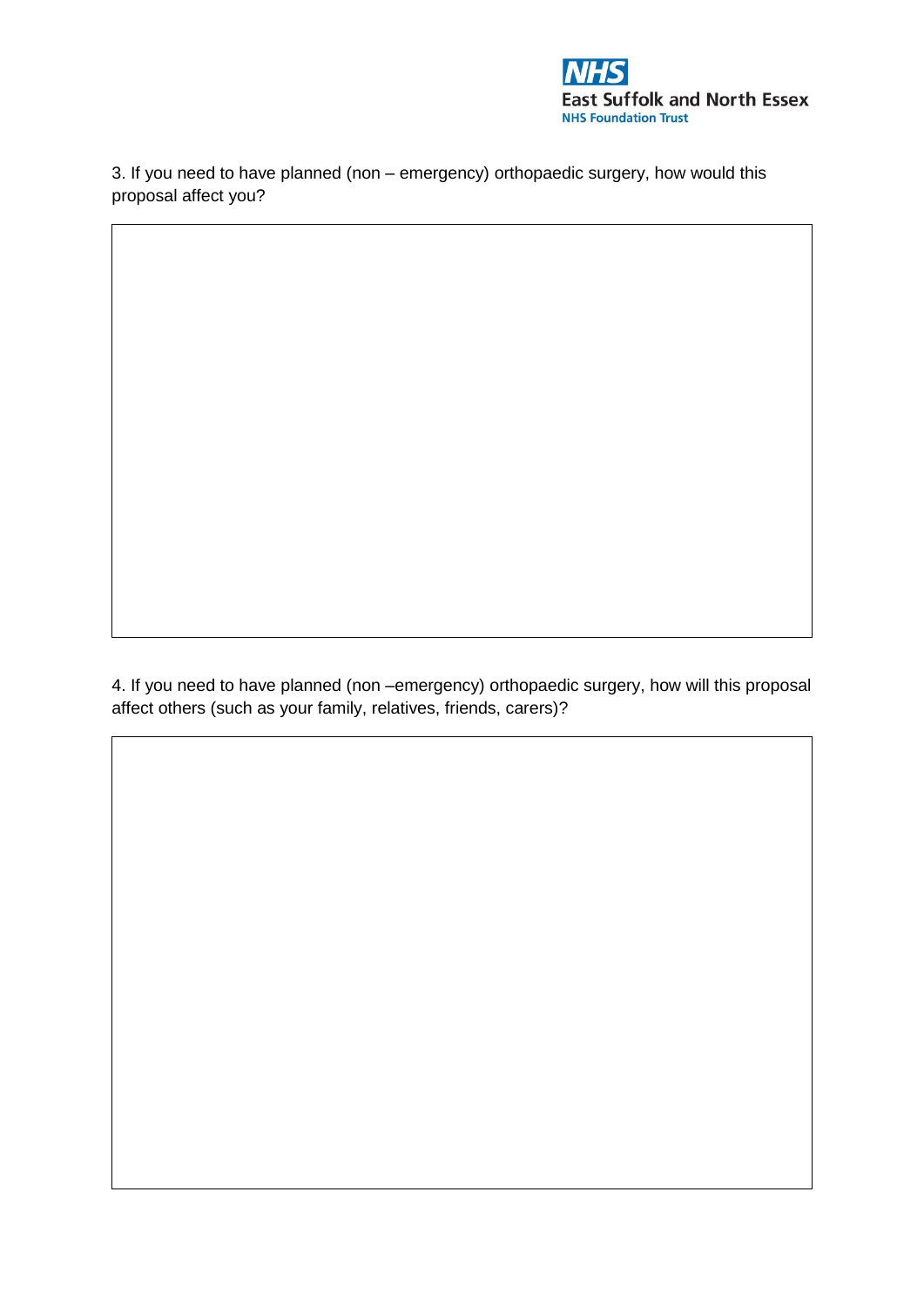3. If you need to have planned (non – emergency) orthopaedic surgery, how would this proposal affect you?

4. If you need to have planned (non –emergency) orthopaedic surgery, how will this proposal affect others (such as your family, relatives, friends, carers)?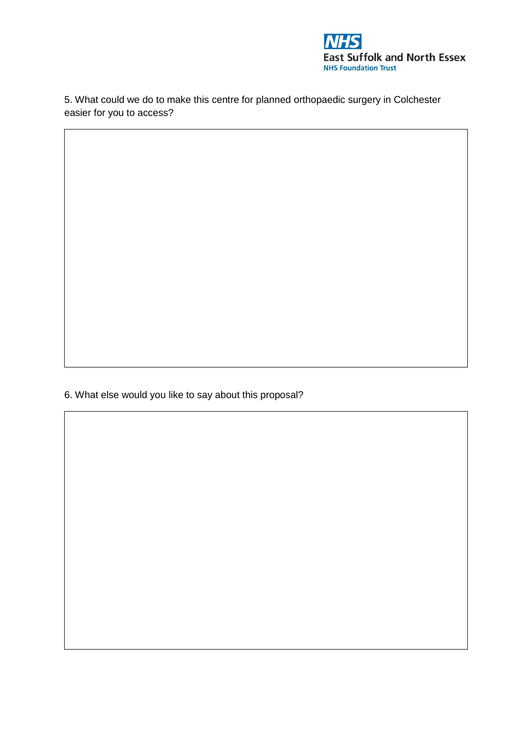5. What could we do to make this centre for planned orthopaedic surgery in Colchester easier for you to access?

6. What else would you like to say about this proposal?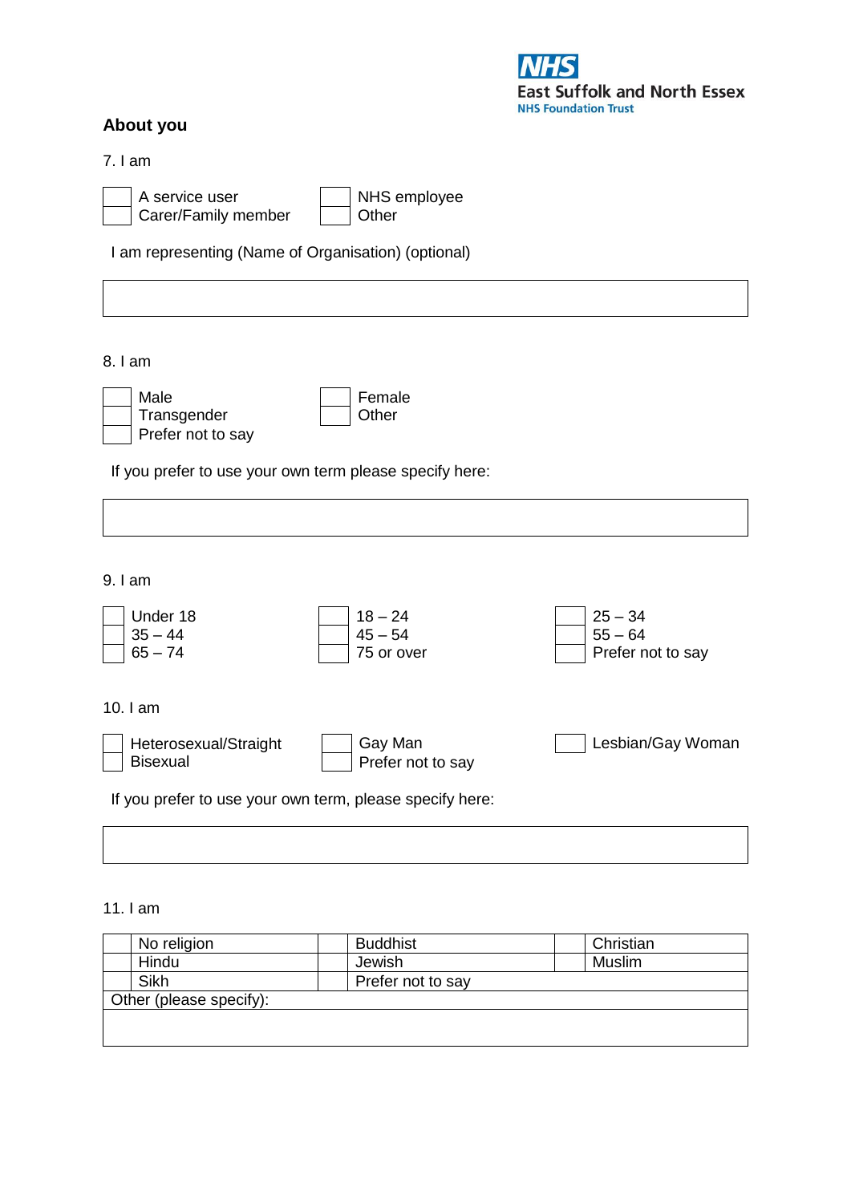East Suffolk and North Essex
NHS Foundation Trust

## About you

7. I am

- [ ] A service user
- [ ] Carer/Family member
- [ ] NHS employee
- [ ] Other

I am representing (Name of Organisation) (optional)

| |
|---|
| |

8. I am

- [ ] Male
- [ ] Transgender
- [ ] Prefer not to say
- [ ] Female
- [ ] Other

If you prefer to use your own term please specify here:

| |
|---|
| |

9. I am

- [ ] Under 18
- [ ] 35 – 44
- [ ] 65 – 74
- [ ] 18 – 24
- [ ] 45 – 54
- [ ] 75 or over
- [ ] 25 – 34
- [ ] 55 – 64
- [ ] Prefer not to say

10. I am

- [ ] Heterosexual/Straight
- [ ] Bisexual
- [ ] Gay Man
- [ ] Prefer not to say
- [ ] Lesbian/Gay Woman

If you prefer to use your own term, please specify here:

| |
|---|
| |

11. I am

| | | | | | |
|---|---|---|---|---|---|
| | No religion | | Buddhist | | Christian |
| | Hindu | | Jewish | | Muslim |
| | Sikh | | Prefer not to say | | |
| Other (please specify): | | | | | |
| | | | | | |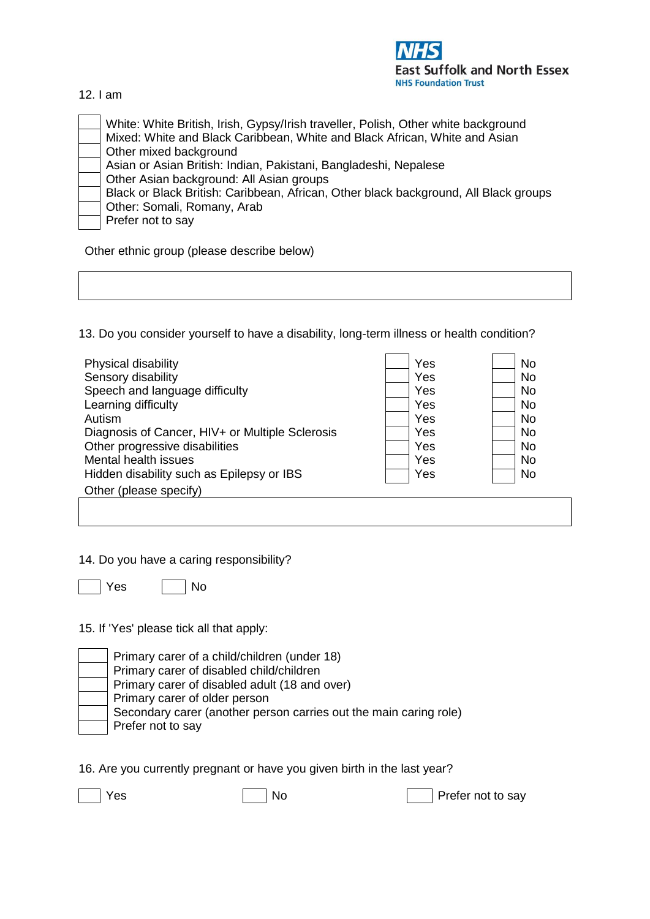12. I am

- [ ] White: White British, Irish, Gypsy/Irish traveller, Polish, Other white background
- [ ] Mixed: White and Black Caribbean, White and Black African, White and Asian
- [ ] Other mixed background
- [ ] Asian or Asian British: Indian, Pakistani, Bangladeshi, Nepalese
- [ ] Other Asian background: All Asian groups
- [ ] Black or Black British: Caribbean, African, Other black background, All Black groups
- [ ] Other: Somali, Romany, Arab
- [ ] Prefer not to say

Other ethnic group (please describe below)

&nbsp;

13. Do you consider yourself to have a disability, long-term illness or health condition?

| | | |
|---|---|---|
| Physical disability | ☐ Yes | ☐ No |
| Sensory disability | ☐ Yes | ☐ No |
| Speech and language difficulty | ☐ Yes | ☐ No |
| Learning difficulty | ☐ Yes | ☐ No |
| Autism | ☐ Yes | ☐ No |
| Diagnosis of Cancer, HIV+ or Multiple Sclerosis | ☐ Yes | ☐ No |
| Other progressive disabilities | ☐ Yes | ☐ No |
| Mental health issues | ☐ Yes | ☐ No |
| Hidden disability such as Epilepsy or IBS | ☐ Yes | ☐ No |

Other (please specify)

&nbsp;

14. Do you have a caring responsibility?

☐ Yes ☐ No

15. If 'Yes' please tick all that apply:

- [ ] Primary carer of a child/children (under 18)
- [ ] Primary carer of disabled child/children
- [ ] Primary carer of disabled adult (18 and over)
- [ ] Primary carer of older person
- [ ] Secondary carer (another person carries out the main caring role)
- [ ] Prefer not to say

16. Are you currently pregnant or have you given birth in the last year?

☐ Yes ☐ No ☐ Prefer not to say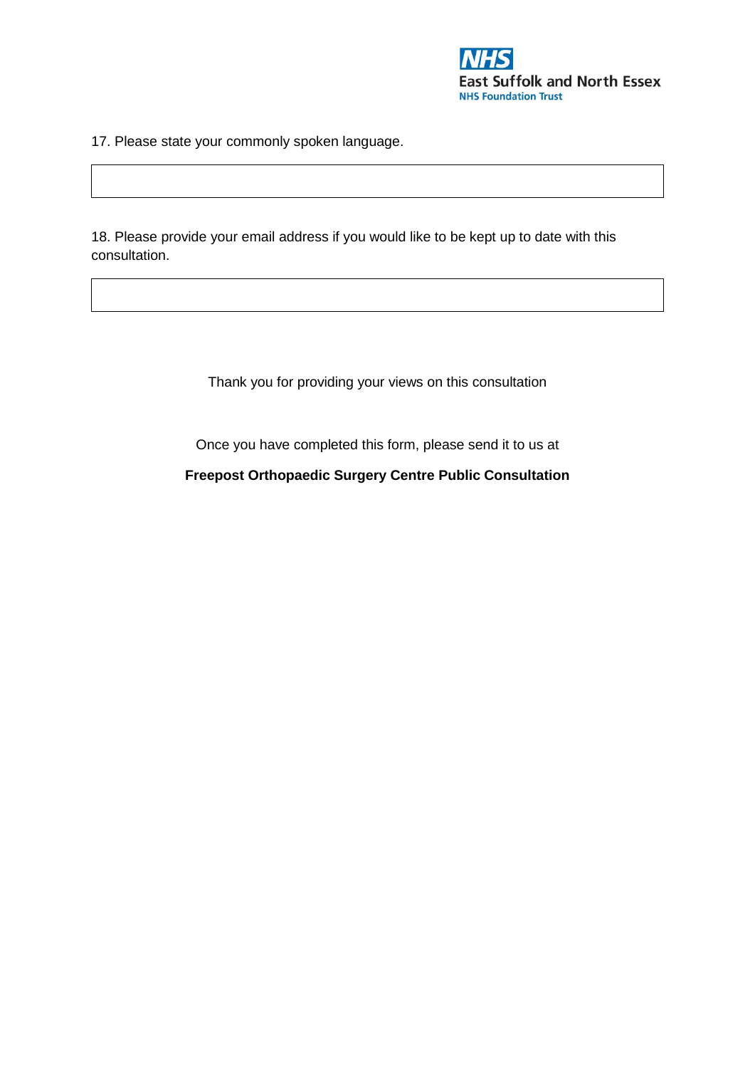17. Please state your commonly spoken language.

| |
|---|
| |

18. Please provide your email address if you would like to be kept up to date with this consultation.

| |
|---|
| |

Thank you for providing your views on this consultation

Once you have completed this form, please send it to us at

**Freepost Orthopaedic Surgery Centre Public Consultation**